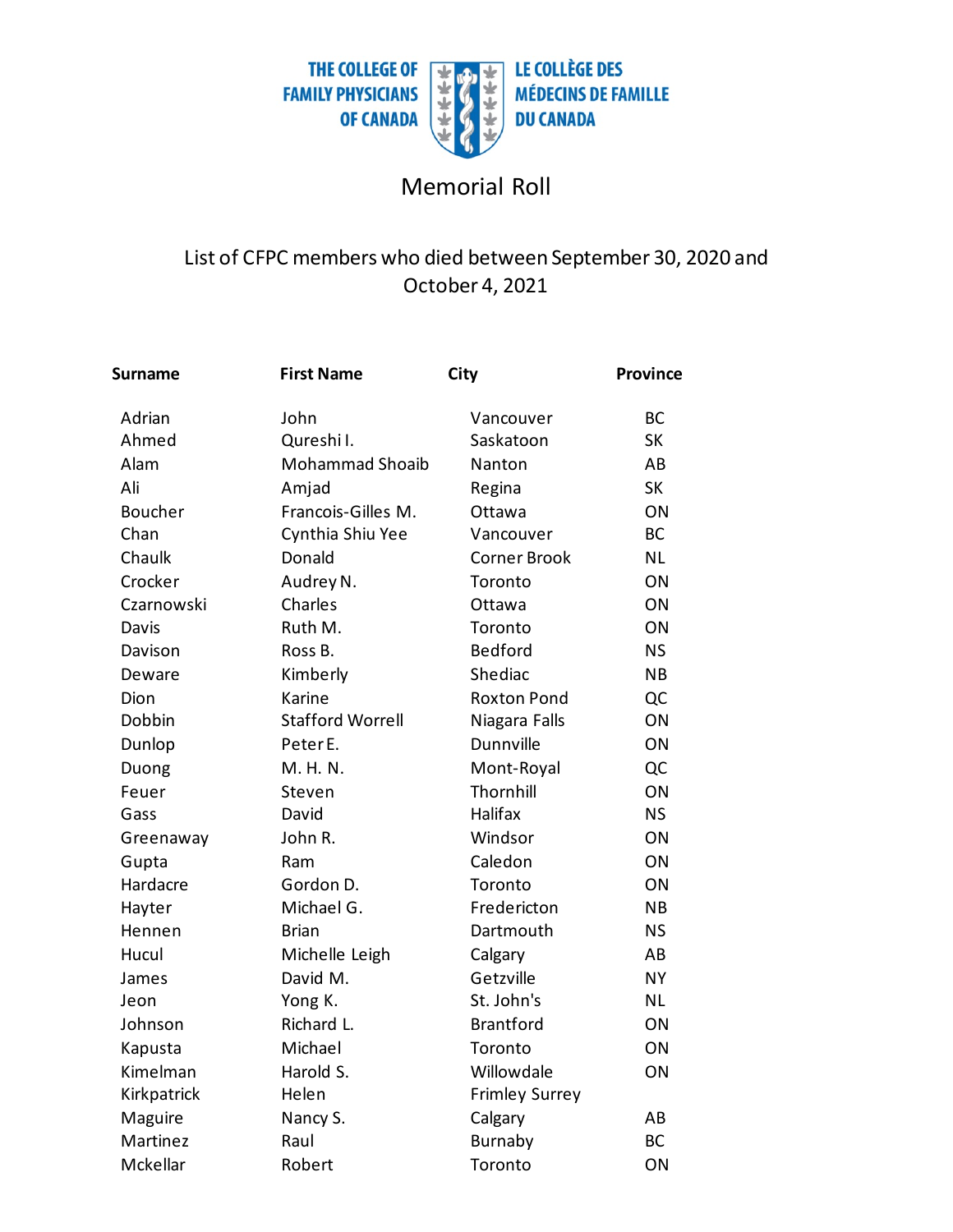THE COLLEGE OF FAMILY PHYSICIANS OF CANADA

LE COLLÈGE DES MÉDECINS DE FAMILLE DU CANADA

# Memorial Roll

## List of CFPC members who died between September 30, 2020 and October 4, 2021

| Surname | First Name | City | Province |
|---|---|---|---|
| Adrian | John | Vancouver | BC |
| Ahmed | Qureshi I. | Saskatoon | SK |
| Alam | Mohammad Shoaib | Nanton | AB |
| Ali | Amjad | Regina | SK |
| Boucher | Francois-Gilles M. | Ottawa | ON |
| Chan | Cynthia Shiu Yee | Vancouver | BC |
| Chaulk | Donald | Corner Brook | NL |
| Crocker | Audrey N. | Toronto | ON |
| Czarnowski | Charles | Ottawa | ON |
| Davis | Ruth M. | Toronto | ON |
| Davison | Ross B. | Bedford | NS |
| Deware | Kimberly | Shediac | NB |
| Dion | Karine | Roxton Pond | QC |
| Dobbin | Stafford Worrell | Niagara Falls | ON |
| Dunlop | Peter E. | Dunnville | ON |
| Duong | M. H. N. | Mont-Royal | QC |
| Feuer | Steven | Thornhill | ON |
| Gass | David | Halifax | NS |
| Greenaway | John R. | Windsor | ON |
| Gupta | Ram | Caledon | ON |
| Hardacre | Gordon D. | Toronto | ON |
| Hayter | Michael G. | Fredericton | NB |
| Hennen | Brian | Dartmouth | NS |
| Hucul | Michelle Leigh | Calgary | AB |
| James | David M. | Getzville | NY |
| Jeon | Yong K. | St. John's | NL |
| Johnson | Richard L. | Brantford | ON |
| Kapusta | Michael | Toronto | ON |
| Kimelman | Harold S. | Willowdale | ON |
| Kirkpatrick | Helen | Frimley Surrey | |
| Maguire | Nancy S. | Calgary | AB |
| Martinez | Raul | Burnaby | BC |
| Mckellar | Robert | Toronto | ON |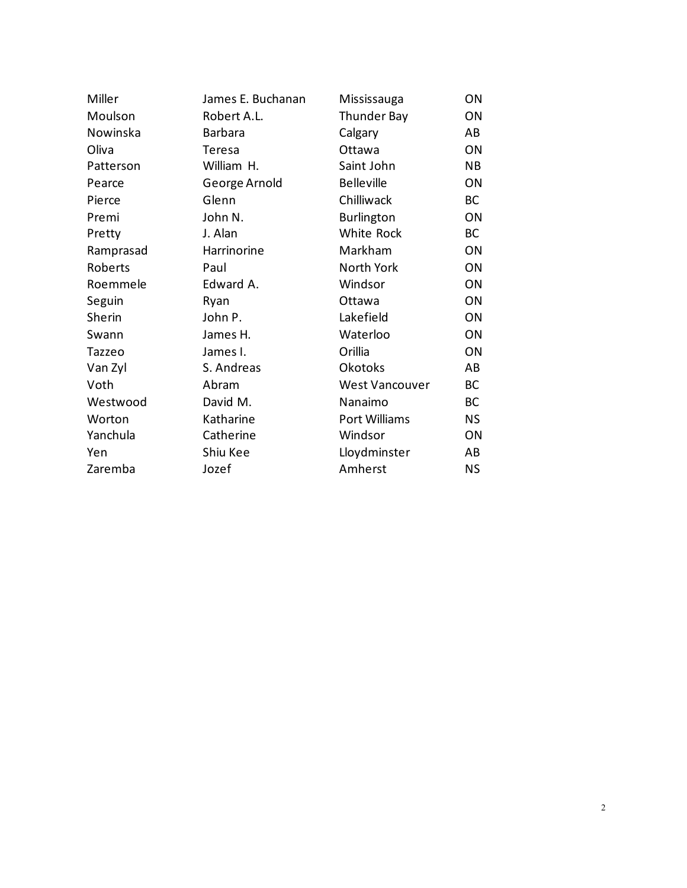| | | | |
|---|---|---|---|
| Miller | James E. Buchanan | Mississauga | ON |
| Moulson | Robert A.L. | Thunder Bay | ON |
| Nowinska | Barbara | Calgary | AB |
| Oliva | Teresa | Ottawa | ON |
| Patterson | William H. | Saint John | NB |
| Pearce | George Arnold | Belleville | ON |
| Pierce | Glenn | Chilliwack | BC |
| Premi | John N. | Burlington | ON |
| Pretty | J. Alan | White Rock | BC |
| Ramprasad | Harrinorine | Markham | ON |
| Roberts | Paul | North York | ON |
| Roemmele | Edward A. | Windsor | ON |
| Seguin | Ryan | Ottawa | ON |
| Sherin | John P. | Lakefield | ON |
| Swann | James H. | Waterloo | ON |
| Tazzeo | James I. | Orillia | ON |
| Van Zyl | S. Andreas | Okotoks | AB |
| Voth | Abram | West Vancouver | BC |
| Westwood | David M. | Nanaimo | BC |
| Worton | Katharine | Port Williams | NS |
| Yanchula | Catherine | Windsor | ON |
| Yen | Shiu Kee | Lloydminster | AB |
| Zaremba | Jozef | Amherst | NS |